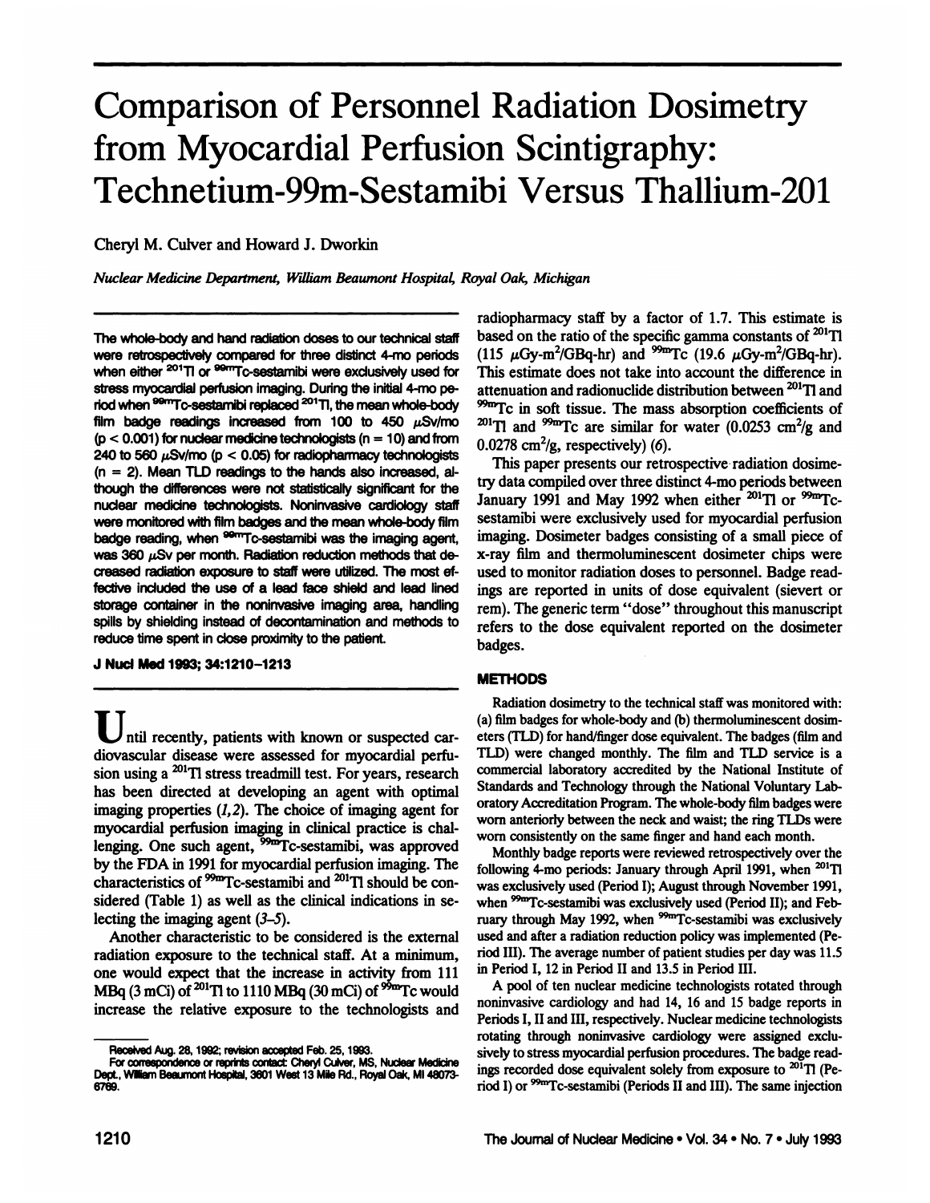# Comparison of Personnel Radiation Dosimetry from Myocardial Perfusion Scintigraphy: Technetium-99m-Sestamibi Versus Thallium-201

Cheryl M. Culver and Howard J. Dworkin

*Nuclear Medicine Department, William Beaumont Hospital, Royal Oak, Michigan*

**The whole-body and hand radiation doses to our technical staff were retrospectively compared for three distinct 4-mo periods when either $^{201}$Tl or $^{99m}$Tc-sestamibi were exclusively used for stress myocardial perfusion imaging. During the initial 4-mo period when $^{99m}$Tc-sestamibi replaced $^{201}$Tl, the mean whole-body film badge readings increased from 100 to 450 μSv/mo ($p < 0.001$) for nuclear medicine technologists ($n = 10$) and from 240 to 560 μSv/mo ($p < 0.05$) for radiopharmacy technologists ($n = 2$). Mean TLD readings to the hands also increased, although the differences were not statistically significant for the nuclear medicine technologists. Noninvasive cardiology staff were monitored with film badges and the mean whole-body film badge reading, when $^{99m}$Tc-sestamibi was the imaging agent, was 360 μSv per month. Radiation reduction methods that decreased radiation exposure to staff were utilized. The most effective included the use of a lead face shield and lead lined storage container in the noninvasive imaging area, handling spills by shielding instead of decontamination and methods to reduce time spent in close proximity to the patient.**

**J Nucl Med 1993; 34:1210–1213**

Until recently, patients with known or suspected cardiovascular disease were assessed for myocardial perfusion using a $^{201}$Tl stress treadmill test. For years, research has been directed at developing an agent with optimal imaging properties (*1,2*). The choice of imaging agent for myocardial perfusion imaging in clinical practice is challenging. One such agent, $^{99m}$Tc-sestamibi, was approved by the FDA in 1991 for myocardial perfusion imaging. The characteristics of $^{99m}$Tc-sestamibi and $^{201}$Tl should be considered (Table 1) as well as the clinical indications in selecting the imaging agent (*3–5*).

Another characteristic to be considered is the external radiation exposure to the technical staff. At a minimum, one would expect that the increase in activity from 111 MBq (3 mCi) of $^{201}$Tl to 1110 MBq (30 mCi) of $^{99m}$Tc would increase the relative exposure to the technologists and radiopharmacy staff by a factor of 1.7. This estimate is based on the ratio of the specific gamma constants of $^{201}$Tl (115 μGy-m$^2$/GBq-hr) and $^{99m}$Tc (19.6 μGy-m$^2$/GBq-hr). This estimate does not take into account the difference in attenuation and radionuclide distribution between $^{201}$Tl and $^{99m}$Tc in soft tissue. The mass absorption coefficients of $^{201}$Tl and $^{99m}$Tc are similar for water (0.0253 cm$^2$/g and 0.0278 cm$^2$/g, respectively) (*6*).

This paper presents our retrospective radiation dosimetry data compiled over three distinct 4-mo periods between January 1991 and May 1992 when either $^{201}$Tl or $^{99m}$Tc-sestamibi were exclusively used for myocardial perfusion imaging. Dosimeter badges consisting of a small piece of x-ray film and thermoluminescent dosimeter chips were used to monitor radiation doses to personnel. Badge readings are reported in units of dose equivalent (sievert or rem). The generic term "dose" throughout this manuscript refers to the dose equivalent reported on the dosimeter badges.

## METHODS

Radiation dosimetry to the technical staff was monitored with: (a) film badges for whole-body and (b) thermoluminescent dosimeters (TLD) for hand/finger dose equivalent. The badges (film and TLD) were changed monthly. The film and TLD service is a commercial laboratory accredited by the National Institute of Standards and Technology through the National Voluntary Laboratory Accreditation Program. The whole-body film badges were worn anteriorly between the neck and waist; the ring TLDs were worn consistently on the same finger and hand each month.

Monthly badge reports were reviewed retrospectively over the following 4-mo periods: January through April 1991, when $^{201}$Tl was exclusively used (Period I); August through November 1991, when $^{99m}$Tc-sestamibi was exclusively used (Period II); and February through May 1992, when $^{99m}$Tc-sestamibi was exclusively used and after a radiation reduction policy was implemented (Period III). The average number of patient studies per day was 11.5 in Period I, 12 in Period II and 13.5 in Period III.

A pool of ten nuclear medicine technologists rotated through noninvasive cardiology and had 14, 16 and 15 badge reports in Periods I, II and III, respectively. Nuclear medicine technologists rotating through noninvasive cardiology were assigned exclusively to stress myocardial perfusion procedures. The badge readings recorded dose equivalent solely from exposure to $^{201}$Tl (Period I) or $^{99m}$Tc-sestamibi (Periods II and III). The same injection

Received Aug. 28, 1992; revision accepted Feb. 25, 1993.
For correspondence or reprints contact: Cheryl Culver, MS, Nuclear Medicine Dept., William Beaumont Hospital, 3601 West 13 Mile Rd., Royal Oak, MI 48073-6769.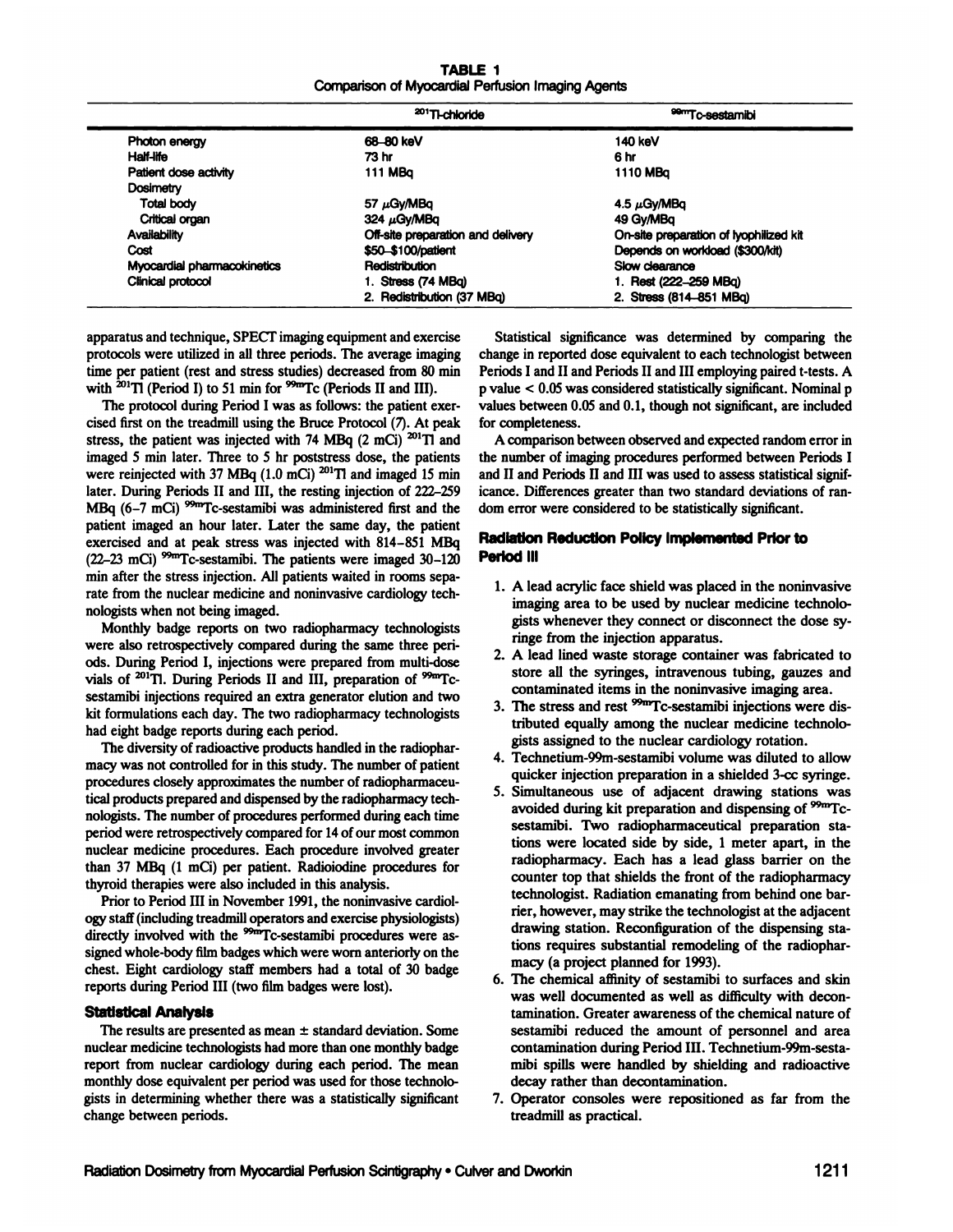**TABLE 1**
Comparison of Myocardial Perfusion Imaging Agents

| | $^{201}$Tl-chloride | $^{99m}$Tc-sestamibi |
|---|---|---|
| Photon energy | 68–80 keV | 140 keV |
| Half-life | 73 hr | 6 hr |
| Patient dose activity | 111 MBq | 1110 MBq |
| Dosimetry | | |
| Total body | 57 μGy/MBq | 4.5 μGy/MBq |
| Critical organ | 324 μGy/MBq | 49 Gy/MBq |
| Availability | Off-site preparation and delivery | On-site preparation of lyophilized kit |
| Cost | $50–$100/patient | Depends on workload ($300/kit) |
| Myocardial pharmacokinetics | Redistribution | Slow clearance |
| Clinical protocol | 1. Stress (74 MBq) | 1. Rest (222–259 MBq) |
| | 2. Redistribution (37 MBq) | 2. Stress (814–851 MBq) |

apparatus and technique, SPECT imaging equipment and exercise protocols were utilized in all three periods. The average imaging time per patient (rest and stress studies) decreased from 80 min with $^{201}$Tl (Period I) to 51 min for $^{99m}$Tc (Periods II and III).

The protocol during Period I was as follows: the patient exercised first on the treadmill using the Bruce Protocol (7). At peak stress, the patient was injected with 74 MBq (2 mCi) $^{201}$Tl and imaged 5 min later. Three to 5 hr poststress dose, the patients were reinjected with 37 MBq (1.0 mCi) $^{201}$Tl and imaged 15 min later. During Periods II and III, the resting injection of 222–259 MBq (6–7 mCi) $^{99m}$Tc-sestamibi was administered first and the patient imaged an hour later. Later the same day, the patient exercised and at peak stress was injected with 814–851 MBq (22–23 mCi) $^{99m}$Tc-sestamibi. The patients were imaged 30–120 min after the stress injection. All patients waited in rooms separate from the nuclear medicine and noninvasive cardiology technologists when not being imaged.

Monthly badge reports on two radiopharmacy technologists were also retrospectively compared during the same three periods. During Period I, injections were prepared from multi-dose vials of $^{201}$Tl. During Periods II and III, preparation of $^{99m}$Tc-sestamibi injections required an extra generator elution and two kit formulations each day. The two radiopharmacy technologists had eight badge reports during each period.

The diversity of radioactive products handled in the radiopharmacy was not controlled for in this study. The number of patient procedures closely approximates the number of radiopharmaceutical products prepared and dispensed by the radiopharmacy technologists. The number of procedures performed during each time period were retrospectively compared for 14 of our most common nuclear medicine procedures. Each procedure involved greater than 37 MBq (1 mCi) per patient. Radioiodine procedures for thyroid therapies were also included in this analysis.

Prior to Period III in November 1991, the noninvasive cardiology staff (including treadmill operators and exercise physiologists) directly involved with the $^{99m}$Tc-sestamibi procedures were assigned whole-body film badges which were worn anteriorly on the chest. Eight cardiology staff members had a total of 30 badge reports during Period III (two film badges were lost).

### Statistical Analysis

The results are presented as mean ± standard deviation. Some nuclear medicine technologists had more than one monthly badge report from nuclear cardiology during each period. The mean monthly dose equivalent per period was used for those technologists in determining whether there was a statistically significant change between periods.

Statistical significance was determined by comparing the change in reported dose equivalent to each technologist between Periods I and II and Periods II and III employing paired t-tests. A p value $< 0.05$ was considered statistically significant. Nominal p values between 0.05 and 0.1, though not significant, are included for completeness.

A comparison between observed and expected random error in the number of imaging procedures performed between Periods I and II and Periods II and III was used to assess statistical significance. Differences greater than two standard deviations of random error were considered to be statistically significant.

### Radiation Reduction Policy Implemented Prior to Period III

1. A lead acrylic face shield was placed in the noninvasive imaging area to be used by nuclear medicine technologists whenever they connect or disconnect the dose syringe from the injection apparatus.
2. A lead lined waste storage container was fabricated to store all the syringes, intravenous tubing, gauzes and contaminated items in the noninvasive imaging area.
3. The stress and rest $^{99m}$Tc-sestamibi injections were distributed equally among the nuclear medicine technologists assigned to the nuclear cardiology rotation.
4. Technetium-99m-sestamibi volume was diluted to allow quicker injection preparation in a shielded 3-cc syringe.
5. Simultaneous use of adjacent drawing stations was avoided during kit preparation and dispensing of $^{99m}$Tc-sestamibi. Two radiopharmaceutical preparation stations were located side by side, 1 meter apart, in the radiopharmacy. Each has a lead glass barrier on the counter top that shields the front of the radiopharmacy technologist. Radiation emanating from behind one barrier, however, may strike the technologist at the adjacent drawing station. Reconfiguration of the dispensing stations requires substantial remodeling of the radiopharmacy (a project planned for 1993).
6. The chemical affinity of sestamibi to surfaces and skin was well documented as well as difficulty with decontamination. Greater awareness of the chemical nature of sestamibi reduced the amount of personnel and area contamination during Period III. Technetium-99m-sestamibi spills were handled by shielding and radioactive decay rather than decontamination.
7. Operator consoles were repositioned as far from the treadmill as practical.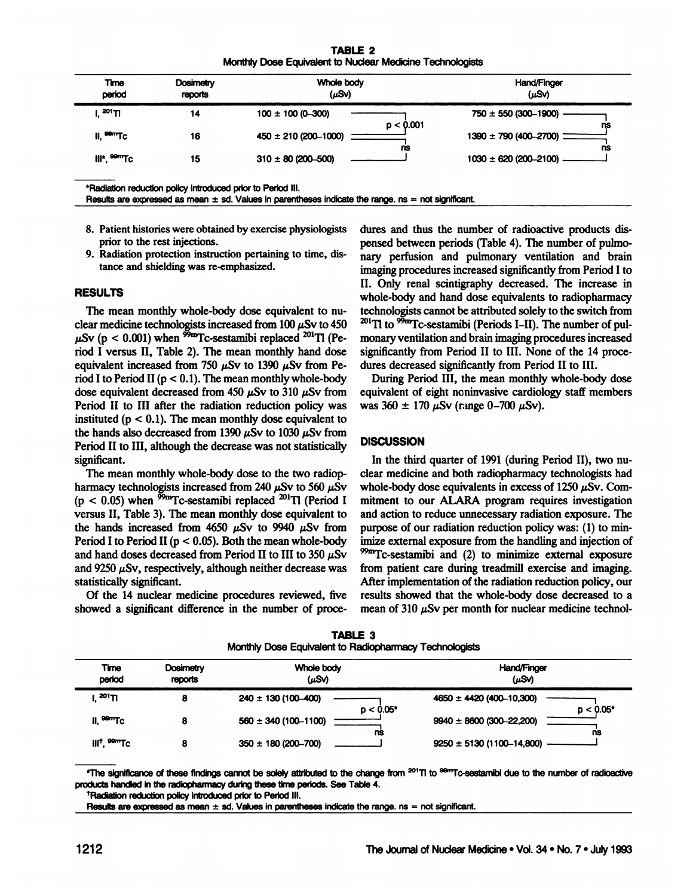**TABLE 2**
Monthly Dose Equivalent to Nuclear Medicine Technologists

| Time period | Dosimetry reports | Whole body ($\mu$Sv) | | Hand/Finger ($\mu$Sv) | |
|---|---|---|---|---|---|
| I, $^{201}$Tl | 14 | 100 ± 100 (0–300) | $p < 0.001$ | 750 ± 550 (300–1900) | ns |
| II, $^{99m}$Tc | 16 | 450 ± 210 (200–1000) | ns | 1390 ± 790 (400–2700) | ns |
| III*, $^{99m}$Tc | 15 | 310 ± 80 (200–500) | | 1030 ± 620 (200–2100) | |

*Radiation reduction policy introduced prior to Period III.
Results are expressed as mean ± sd. Values in parentheses indicate the range. ns = not significant.

8. Patient histories were obtained by exercise physiologists prior to the rest injections.
9. Radiation protection instruction pertaining to time, distance and shielding was re-emphasized.

## RESULTS

The mean monthly whole-body dose equivalent to nuclear medicine technologists increased from 100 $\mu$Sv to 450 $\mu$Sv ($p < 0.001$) when $^{99m}$Tc-sestamibi replaced $^{201}$Tl (Period I versus II, Table 2). The mean monthly hand dose equivalent increased from 750 $\mu$Sv to 1390 $\mu$Sv from Period I to Period II ($p < 0.1$). The mean monthly whole-body dose equivalent decreased from 450 $\mu$Sv to 310 $\mu$Sv from Period II to III after the radiation reduction policy was instituted ($p < 0.1$). The mean monthly dose equivalent to the hands also decreased from 1390 $\mu$Sv to 1030 $\mu$Sv from Period II to III, although the decrease was not statistically significant.

The mean monthly whole-body dose to the two radiopharmacy technologists increased from 240 $\mu$Sv to 560 $\mu$Sv ($p < 0.05$) when $^{99m}$Tc-sestamibi replaced $^{201}$Tl (Period I versus II, Table 3). The mean monthly dose equivalent to the hands increased from 4650 $\mu$Sv to 9940 $\mu$Sv from Period I to Period II ($p < 0.05$). Both the mean whole-body and hand doses decreased from Period II to III to 350 $\mu$Sv and 9250 $\mu$Sv, respectively, although neither decrease was statistically significant.

Of the 14 nuclear medicine procedures reviewed, five showed a significant difference in the number of procedures and thus the number of radioactive products dispensed between periods (Table 4). The number of pulmonary perfusion and pulmonary ventilation and brain imaging procedures increased significantly from Period I to II. Only renal scintigraphy decreased. The increase in whole-body and hand dose equivalents to radiopharmacy technologists cannot be attributed solely to the switch from $^{201}$Tl to $^{99m}$Tc-sestamibi (Periods I–II). The number of pulmonary ventilation and brain imaging procedures increased significantly from Period II to III. None of the 14 procedures decreased significantly from Period II to III.

During Period III, the mean monthly whole-body dose equivalent of eight noninvasive cardiology staff members was 360 ± 170 $\mu$Sv (range 0–700 $\mu$Sv).

## DISCUSSION

In the third quarter of 1991 (during Period II), two nuclear medicine and both radiopharmacy technologists had whole-body dose equivalents in excess of 1250 $\mu$Sv. Commitment to our ALARA program requires investigation and action to reduce unnecessary radiation exposure. The purpose of our radiation reduction policy was: (1) to minimize external exposure from the handling and injection of $^{99m}$Tc-sestamibi and (2) to minimize external exposure from patient care during treadmill exercise and imaging. After implementation of the radiation reduction policy, our results showed that the whole-body dose decreased to a mean of 310 $\mu$Sv per month for nuclear medicine technol-

**TABLE 3**
Monthly Dose Equivalent to Radiopharmacy Technologists

| Time period | Dosimetry reports | Whole body ($\mu$Sv) | | Hand/Finger ($\mu$Sv) | |
|---|---|---|---|---|---|
| I, $^{201}$Tl | 8 | 240 ± 130 (100–400) | $p < 0.05$* | 4650 ± 4420 (400–10,300) | $p < 0.05$* |
| II, $^{99m}$Tc | 8 | 560 ± 340 (100–1100) | ns | 9940 ± 8600 (300–22,200) | ns |
| III†, $^{99m}$Tc | 8 | 350 ± 180 (200–700) | | 9250 ± 5130 (1100–14,800) | |

*The significance of these findings cannot be solely attributed to the change from $^{201}$Tl to $^{99m}$Tc-sestamibi due to the number of radioactive products handled in the radiopharmacy during these time periods. See Table 4.
†Radiation reduction policy introduced prior to Period III.
Results are expressed as mean ± sd. Values in parentheses indicate the range. ns = not significant.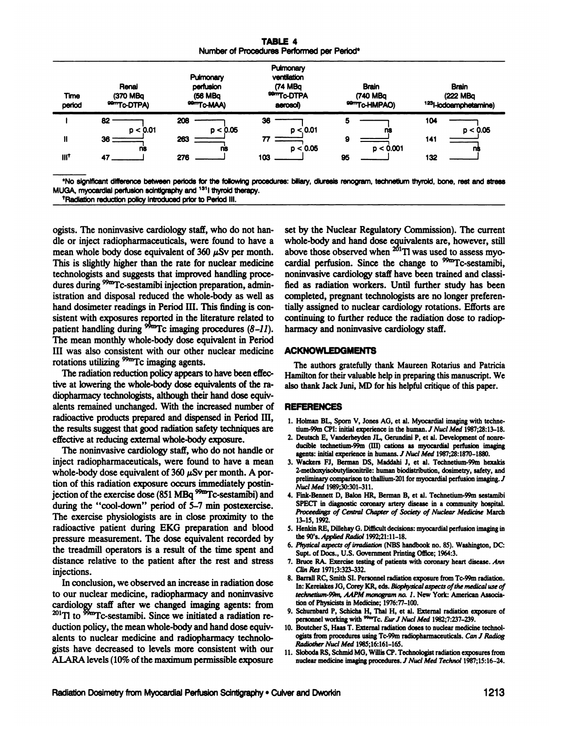**TABLE 4**
Number of Procedures Performed per Period*

| Time period | Renal (370 MBq $^{99m}$Tc-DTPA) | | Pulmonary perfusion (56 MBq $^{99m}$Tc-MAA) | | Pulmonary ventilation (74 MBq $^{99m}$Tc-DTPA aerosol) | | Brain (740 MBq $^{99m}$Tc-HMPAO) | | Brain (222 MBq $^{123}$I-iodoamphetamine) | |
|---|---|---|---|---|---|---|---|---|---|---|
| I | 82 | | 208 | | 36 | | 5 | | 104 | |
| | | $p < 0.01$ | | $p < 0.05$ | | $p < 0.01$ | | ns | | $p < 0.05$ |
| II | 36 | | 263 | | 77 | | 9 | | 141 | |
| | | ns | | ns | | $p < 0.05$ | | $p < 0.001$ | | ns |
| III† | 47 | | 276 | | 103 | | 95 | | 132 | |

*No significant difference between periods for the following procedures: biliary, diuresis renogram, technetium thyroid, bone, rest and stress MUGA, myocardial perfusion scintigraphy and $^{131}$I thyroid therapy.
†Radiation reduction policy introduced prior to Period III.

ogists. The noninvasive cardiology staff, who do not handle or inject radiopharmaceuticals, were found to have a mean whole body dose equivalent of 360 $\mu$Sv per month. This is slightly higher than the rate for nuclear medicine technologists and suggests that improved handling procedures during $^{99m}$Tc-sestamibi injection preparation, administration and disposal reduced the whole-body as well as hand dosimeter readings in Period III. This finding is consistent with exposures reported in the literature related to patient handling during $^{99m}$Tc imaging procedures (*8–11*). The mean monthly whole-body dose equivalent in Period III was also consistent with our other nuclear medicine rotations utilizing $^{99m}$Tc imaging agents.

The radiation reduction policy appears to have been effective at lowering the whole-body dose equivalents of the radiopharmacy technologists, although their hand dose equivalents remained unchanged. With the increased number of radioactive products prepared and dispensed in Period III, the results suggest that good radiation safety techniques are effective at reducing external whole-body exposure.

The noninvasive cardiology staff, who do not handle or inject radiopharmaceuticals, were found to have a mean whole-body dose equivalent of 360 $\mu$Sv per month. A portion of this radiation exposure occurs immediately postinjection of the exercise dose (851 MBq $^{99m}$Tc-sestamibi) and during the "cool-down" period of 5–7 min postexercise. The exercise physiologists are in close proximity to the radioactive patient during EKG preparation and blood pressure measurement. The dose equivalent recorded by the treadmill operators is a result of the time spent and distance relative to the patient after the rest and stress injections.

In conclusion, we observed an increase in radiation dose to our nuclear medicine, radiopharmacy and noninvasive cardiology staff after we changed imaging agents: from $^{201}$Tl to $^{99m}$Tc-sestamibi. Since we initiated a radiation reduction policy, the mean whole-body and hand dose equivalents to nuclear medicine and radiopharmacy technologists have decreased to levels more consistent with our ALARA levels (10% of the maximum permissible exposure set by the Nuclear Regulatory Commission). The current whole-body and hand dose equivalents are, however, still above those observed when $^{201}$Tl was used to assess myocardial perfusion. Since the change to $^{99m}$Tc-sestamibi, noninvasive cardiology staff have been trained and classified as radiation workers. Until further study has been completed, pregnant technologists are no longer preferentially assigned to nuclear cardiology rotations. Efforts are continuing to further reduce the radiation dose to radiopharmacy and noninvasive cardiology staff.

## ACKNOWLEDGMENTS

The authors gratefully thank Maureen Rotarius and Patricia Hamilton for their valuable help in preparing this manuscript. We also thank Jack Juni, MD for his helpful critique of this paper.

## REFERENCES

1. Holman BL, Sporn V, Jones AG, et al. Myocardial imaging with technetium-99m CPI: initial experience in the human. *J Nucl Med* 1987;28:13–18.
2. Deutsch E, Vanderheyden JL, Gerundini P, et al. Development of nonreducible technetium-99m (III) cations as myocardial perfusion imaging agents: initial experience in humans. *J Nucl Med* 1987;28:1870–1880.
3. Wackers FJ, Berman DS, Maddahi J, et al. Technetium-99m hexakis 2-methoxyisobutylisonitrile: human biodistribution, dosimetry, safety, and preliminary comparison to thallium-201 for myocardial perfusion imaging. *J Nucl Med* 1989;30:301–311.
4. Fink-Bennett D, Balon HR, Berman B, et al. Technetium-99m sestamibi SPECT in diagnostic coronary artery disease in a community hospital. *Proceedings of Central Chapter of Society of Nuclear Medicine* March 13–15, 1992.
5. Henkin RE, Dillehay G. Difficult decisions: myocardial perfusion imaging in the 90's. *Applied Radiol* 1992;21:11–18.
6. *Physical aspects of irradiation* (NBS handbook no. 85). Washington, DC: Supt. of Docs., U.S. Government Printing Office; 1964:3.
7. Bruce RA. Exercise testing of patients with coronary heart disease. *Ann Clin Res* 1971;3:323–332.
8. Barrall RC, Smith SI. Personnel radiation exposure from Tc-99m radiation. In: Kereiakes JG, Corey KR, eds. *Biophysical aspects of the medical use of technetium-99m, AAPM monogram no. 1*. New York: American Association of Physicists in Medicine; 1976:77–100.
9. Schurnbard P, Schicha H, Thal H, et al. External radiation exposure of personnel working with $^{99m}$Tc. *Eur J Nucl Med* 1982;7:237–239.
10. Boutcher S, Haas T. External radiation doses to nuclear medicine technologists from procedures using Tc-99m radiopharmaceuticals. *Can J Radiog Radiother Nucl Med* 1985;16:161–165.
11. Sloboda RS, Schmid MG, Willis CP. Technologist radiation exposures from nuclear medicine imaging procedures. *J Nucl Med Technol* 1987;15:16–24.